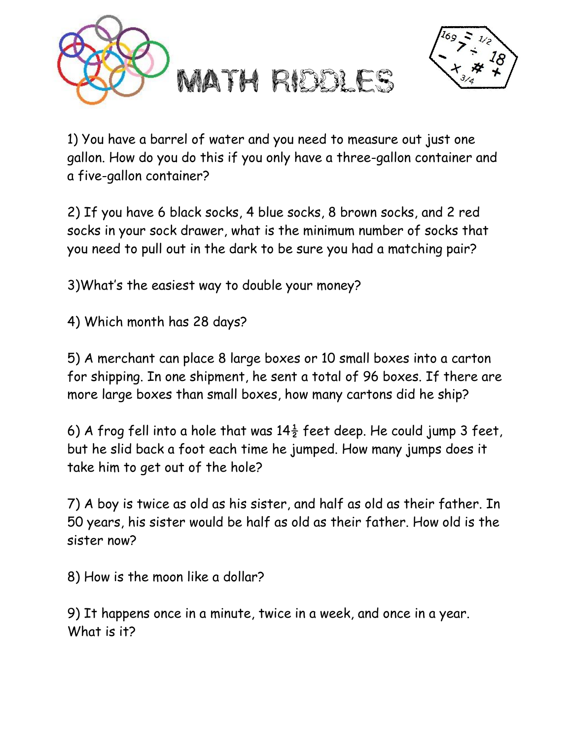# MATH RIDDLES

1) You have a barrel of water and you need to measure out just one gallon. How do you do this if you only have a three-gallon container and a five-gallon container?

2) If you have 6 black socks, 4 blue socks, 8 brown socks, and 2 red socks in your sock drawer, what is the minimum number of socks that you need to pull out in the dark to be sure you had a matching pair?

3)What's the easiest way to double your money?

4) Which month has 28 days?

5) A merchant can place 8 large boxes or 10 small boxes into a carton for shipping. In one shipment, he sent a total of 96 boxes. If there are more large boxes than small boxes, how many cartons did he ship?

6) A frog fell into a hole that was $14\frac{1}{2}$ feet deep. He could jump 3 feet, but he slid back a foot each time he jumped. How many jumps does it take him to get out of the hole?

7) A boy is twice as old as his sister, and half as old as their father. In 50 years, his sister would be half as old as their father. How old is the sister now?

8) How is the moon like a dollar?

9) It happens once in a minute, twice in a week, and once in a year. What is it?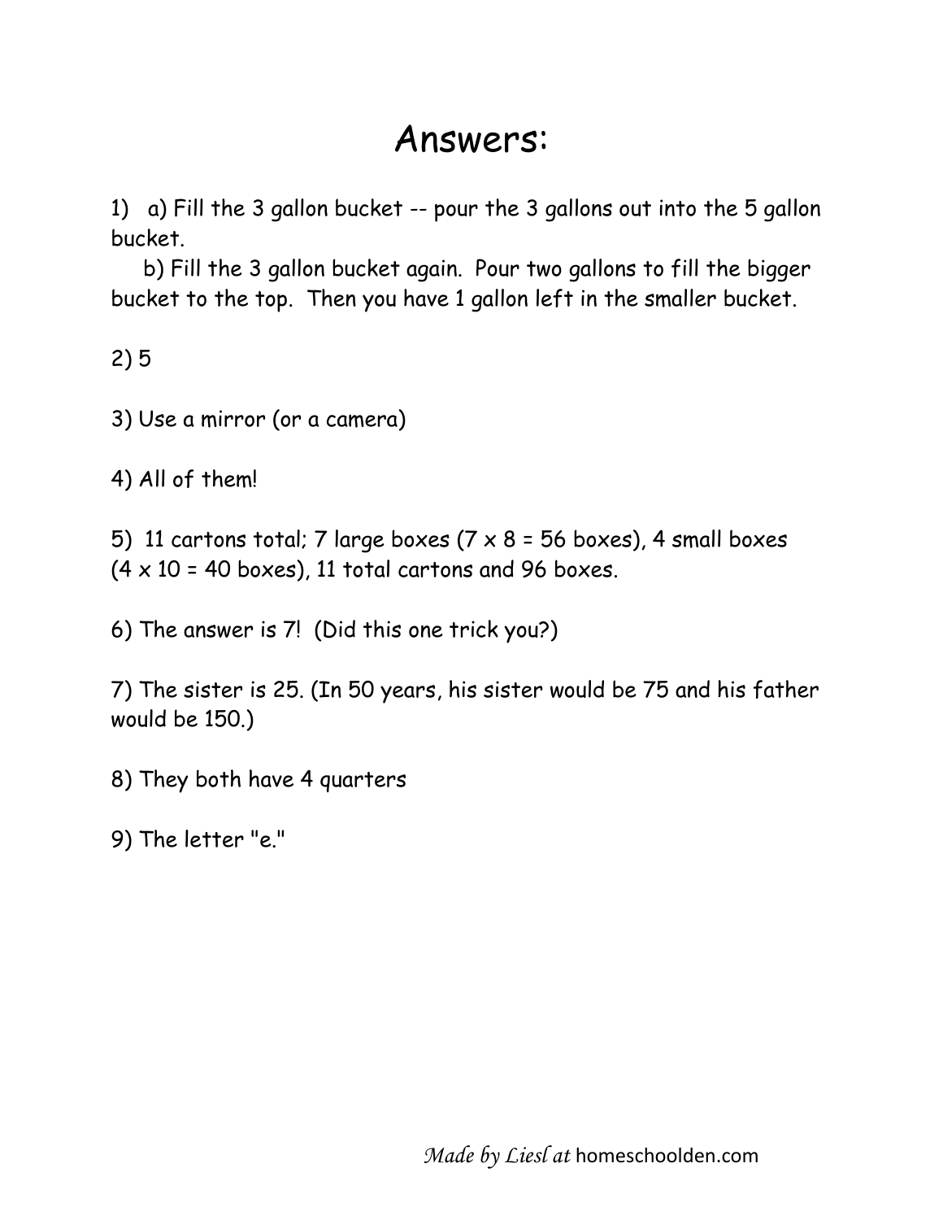# Answers:

1) a) Fill the 3 gallon bucket -- pour the 3 gallons out into the 5 gallon bucket.
   b) Fill the 3 gallon bucket again. Pour two gallons to fill the bigger bucket to the top. Then you have 1 gallon left in the smaller bucket.

2) 5

3) Use a mirror (or a camera)

4) All of them!

5) 11 cartons total; 7 large boxes (7 x 8 = 56 boxes), 4 small boxes (4 x 10 = 40 boxes), 11 total cartons and 96 boxes.

6) The answer is 7! (Did this one trick you?)

7) The sister is 25. (In 50 years, his sister would be 75 and his father would be 150.)

8) They both have 4 quarters

9) The letter "e."

*Made by Liesl at* homeschoolden.com